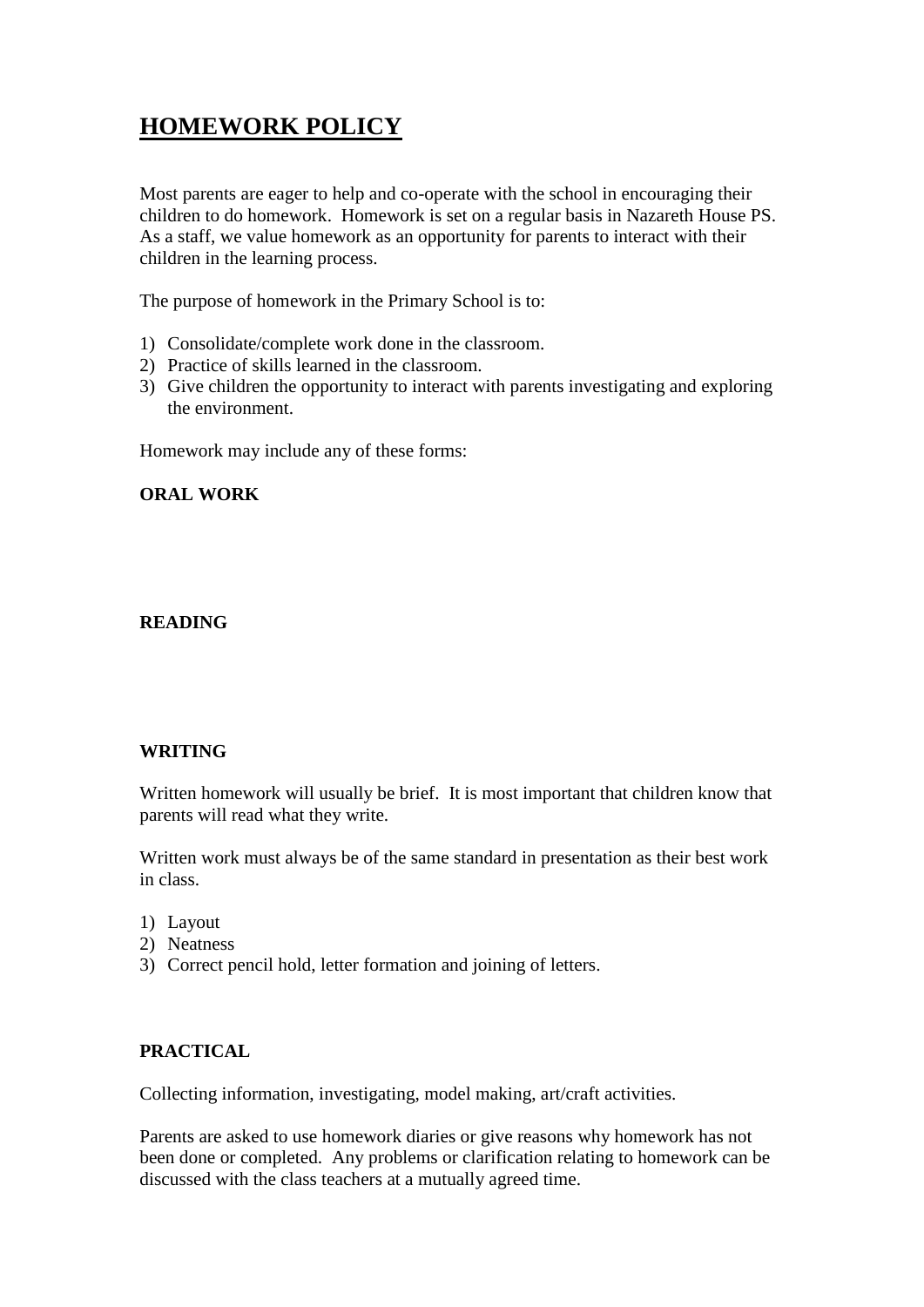# HOMEWORK POLICY

Most parents are eager to help and co-operate with the school in encouraging their children to do homework. Homework is set on a regular basis in Nazareth House PS. As a staff, we value homework as an opportunity for parents to interact with their children in the learning process.

The purpose of homework in the Primary School is to:

1) Consolidate/complete work done in the classroom.
2) Practice of skills learned in the classroom.
3) Give children the opportunity to interact with parents investigating and exploring the environment.

Homework may include any of these forms:

**ORAL WORK**

**READING**

**WRITING**

Written homework will usually be brief. It is most important that children know that parents will read what they write.

Written work must always be of the same standard in presentation as their best work in class.

1) Layout
2) Neatness
3) Correct pencil hold, letter formation and joining of letters.

**PRACTICAL**

Collecting information, investigating, model making, art/craft activities.

Parents are asked to use homework diaries or give reasons why homework has not been done or completed. Any problems or clarification relating to homework can be discussed with the class teachers at a mutually agreed time.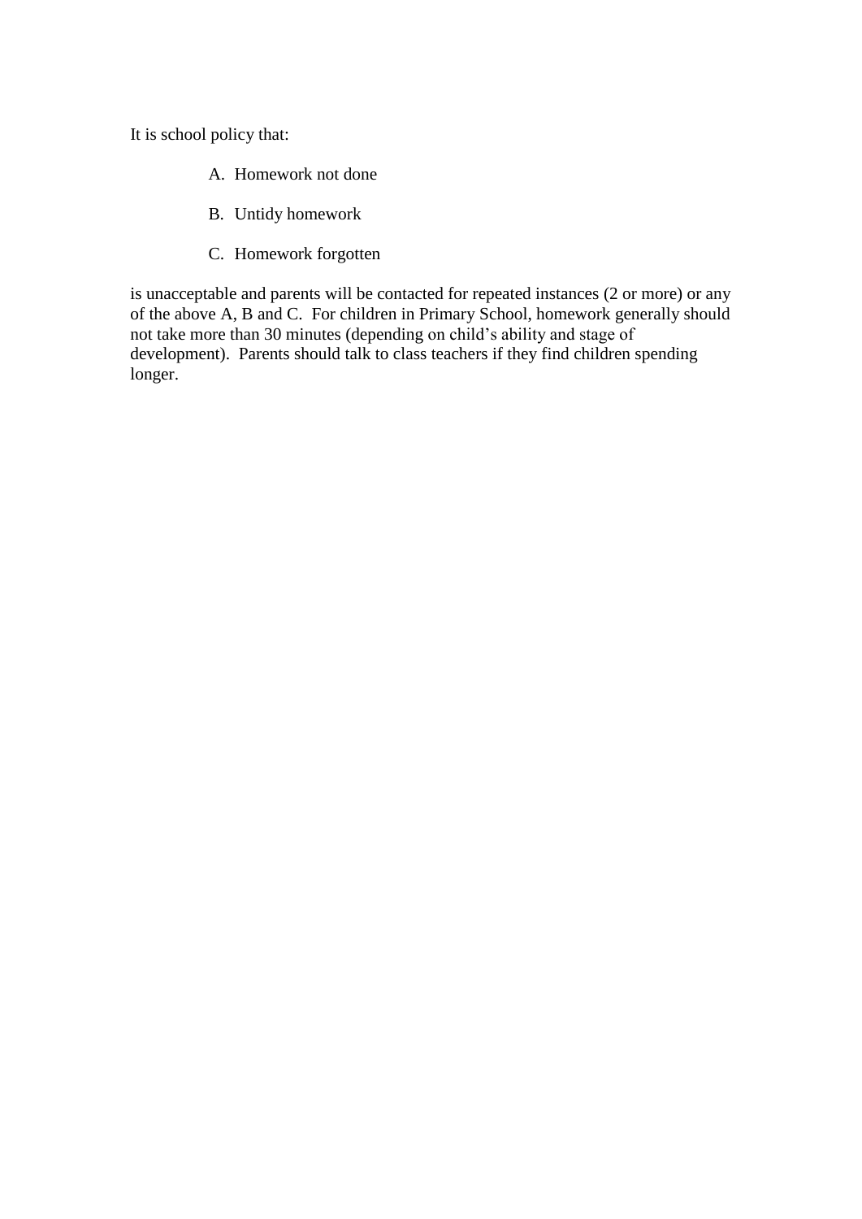It is school policy that:

A. Homework not done

B. Untidy homework

C. Homework forgotten

is unacceptable and parents will be contacted for repeated instances (2 or more) or any of the above A, B and C.  For children in Primary School, homework generally should not take more than 30 minutes (depending on child's ability and stage of development).  Parents should talk to class teachers if they find children spending longer.